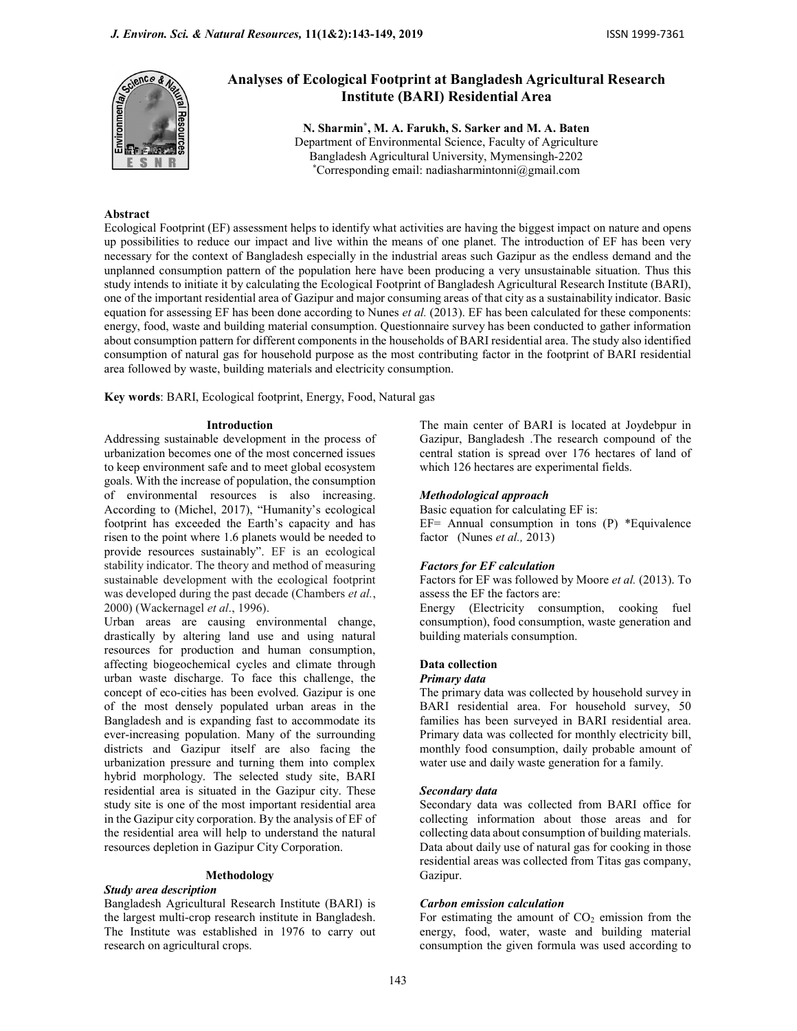# Analyses of Ecological Footprint at Bangladesh Agricultural Research Institute (BARI) Residential Area

**N. Sharmin[*], M. A. Farukh, S. Sarker and M. A. Baten**

Department of Environmental Science, Faculty of Agriculture
Bangladesh Agricultural University, Mymensingh-2202
[*]Corresponding email: nadiasharmintonni@gmail.com

## Abstract

Ecological Footprint (EF) assessment helps to identify what activities are having the biggest impact on nature and opens up possibilities to reduce our impact and live within the means of one planet. The introduction of EF has been very necessary for the context of Bangladesh especially in the industrial areas such Gazipur as the endless demand and the unplanned consumption pattern of the population here have been producing a very unsustainable situation. Thus this study intends to initiate it by calculating the Ecological Footprint of Bangladesh Agricultural Research Institute (BARI), one of the important residential area of Gazipur and major consuming areas of that city as a sustainability indicator. Basic equation for assessing EF has been done according to Nunes *et al.* (2013). EF has been calculated for these components: energy, food, waste and building material consumption. Questionnaire survey has been conducted to gather information about consumption pattern for different components in the households of BARI residential area. The study also identified consumption of natural gas for household purpose as the most contributing factor in the footprint of BARI residential area followed by waste, building materials and electricity consumption.

**Key words**: BARI, Ecological footprint, Energy, Food, Natural gas

## Introduction

Addressing sustainable development in the process of urbanization becomes one of the most concerned issues to keep environment safe and to meet global ecosystem goals. With the increase of population, the consumption of environmental resources is also increasing. According to (Michel, 2017), "Humanity's ecological footprint has exceeded the Earth's capacity and has risen to the point where 1.6 planets would be needed to provide resources sustainably". EF is an ecological stability indicator. The theory and method of measuring sustainable development with the ecological footprint was developed during the past decade (Chambers *et al.*, 2000) (Wackernagel *et al*., 1996).

Urban areas are causing environmental change, drastically by altering land use and using natural resources for production and human consumption, affecting biogeochemical cycles and climate through urban waste discharge. To face this challenge, the concept of eco-cities has been evolved. Gazipur is one of the most densely populated urban areas in the Bangladesh and is expanding fast to accommodate its ever-increasing population. Many of the surrounding districts and Gazipur itself are also facing the urbanization pressure and turning them into complex hybrid morphology. The selected study site, BARI residential area is situated in the Gazipur city. These study site is one of the most important residential area in the Gazipur city corporation. By the analysis of EF of the residential area will help to understand the natural resources depletion in Gazipur City Corporation.

## Methodology

### *Study area description*

Bangladesh Agricultural Research Institute (BARI) is the largest multi-crop research institute in Bangladesh. The Institute was established in 1976 to carry out research on agricultural crops.

The main center of BARI is located at Joydebpur in Gazipur, Bangladesh .The research compound of the central station is spread over 176 hectares of land of which 126 hectares are experimental fields.

### *Methodological approach*

Basic equation for calculating EF is:

EF= Annual consumption in tons (P) *Equivalence factor (Nunes *et al.,* 2013)

### *Factors for EF calculation*

Factors for EF was followed by Moore *et al.* (2013). To assess the EF the factors are:

Energy (Electricity consumption, cooking fuel consumption), food consumption, waste generation and building materials consumption.

### Data collection

#### *Primary data*

The primary data was collected by household survey in BARI residential area. For household survey, 50 families has been surveyed in BARI residential area. Primary data was collected for monthly electricity bill, monthly food consumption, daily probable amount of water use and daily waste generation for a family.

#### *Secondary data*

Secondary data was collected from BARI office for collecting information about those areas and for collecting data about consumption of building materials. Data about daily use of natural gas for cooking in those residential areas was collected from Titas gas company, Gazipur.

### *Carbon emission calculation*

For estimating the amount of $CO_2$ emission from the energy, food, water, waste and building material consumption the given formula was used according to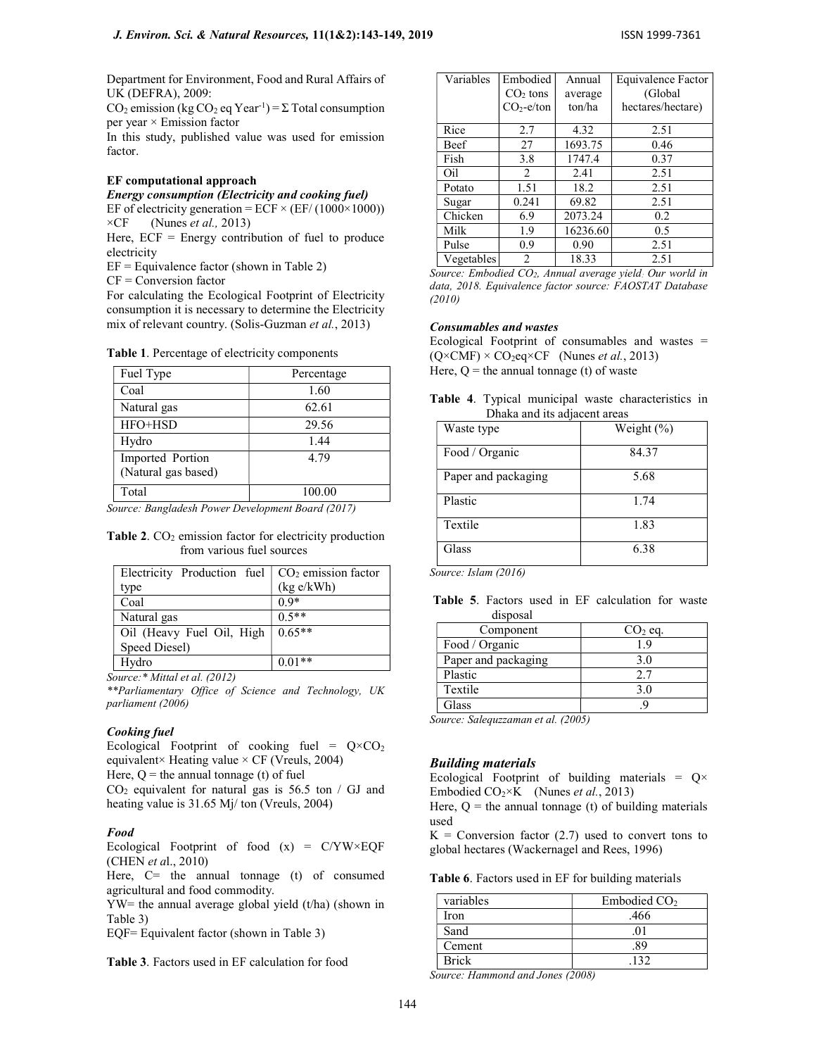Department for Environment, Food and Rural Affairs of UK (DEFRA), 2009:

$CO_2$ emission (kg $CO_2$ eq Year$^{-1}$) = Σ Total consumption per year × Emission factor

In this study, published value was used for emission factor.

**EF computational approach**

***Energy consumption (Electricity and cooking fuel)***

EF of electricity generation = ECF × (EF/ (1000×1000)) ×CF (Nunes *et al.,* 2013)

Here, ECF = Energy contribution of fuel to produce electricity

EF = Equivalence factor (shown in Table 2)

CF = Conversion factor

For calculating the Ecological Footprint of Electricity consumption it is necessary to determine the Electricity mix of relevant country. (Solis-Guzman *et al.*, 2013)

**Table 1**. Percentage of electricity components

| Fuel Type | Percentage |
|---|---|
| Coal | 1.60 |
| Natural gas | 62.61 |
| HFO+HSD | 29.56 |
| Hydro | 1.44 |
| Imported Portion (Natural gas based) | 4.79 |
| Total | 100.00 |

*Source: Bangladesh Power Development Board (2017)*

**Table 2**. $CO_2$ emission factor for electricity production from various fuel sources

| Electricity Production fuel type | $CO_2$ emission factor (kg e/kWh) |
|---|---|
| Coal | 0.9* |
| Natural gas | 0.5** |
| Oil (Heavy Fuel Oil, High Speed Diesel) | 0.65** |
| Hydro | 0.01** |

*Source:\* Mittal et al. (2012)*

*\*\*Parliamentary Office of Science and Technology, UK parliament (2006)*

***Cooking fuel***

Ecological Footprint of cooking fuel = Q×$CO_2$ equivalent× Heating value × CF (Vreuls, 2004)

Here, Q = the annual tonnage (t) of fuel

$CO_2$ equivalent for natural gas is 56.5 ton / GJ and heating value is 31.65 Mj/ ton (Vreuls, 2004)

***Food***

Ecological Footprint of food (x) = C/YW×EQF (CHEN *et a*l., 2010)

Here, C= the annual tonnage (t) of consumed agricultural and food commodity.

YW= the annual average global yield (t/ha) (shown in Table 3)

EQF= Equivalent factor (shown in Table 3)

**Table 3**. Factors used in EF calculation for food

| Variables | Embodied $CO_2$ tons $CO_2$-e/ton | Annual average ton/ha | Equivalence Factor (Global hectares/hectare) |
|---|---|---|---|
| Rice | 2.7 | 4.32 | 2.51 |
| Beef | 27 | 1693.75 | 0.46 |
| Fish | 3.8 | 1747.4 | 0.37 |
| Oil | 2 | 2.41 | 2.51 |
| Potato | 1.51 | 18.2 | 2.51 |
| Sugar | 0.241 | 69.82 | 2.51 |
| Chicken | 6.9 | 2073.24 | 0.2 |
| Milk | 1.9 | 16236.60 | 0.5 |
| Pulse | 0.9 | 0.90 | 2.51 |
| Vegetables | 2 | 18.33 | 2.51 |

*Source: Embodied $CO_2$, Annual average yield: Our world in data, 2018. Equivalence factor source: FAOSTAT Database (2010)*

***Consumables and wastes***

Ecological Footprint of consumables and wastes = (Q×CMF) × $CO_2$eq×CF (Nunes *et al.*, 2013)

Here, Q = the annual tonnage (t) of waste

**Table 4**. Typical municipal waste characteristics in Dhaka and its adjacent areas

| Waste type | Weight (%) |
|---|---|
| Food / Organic | 84.37 |
| Paper and packaging | 5.68 |
| Plastic | 1.74 |
| Textile | 1.83 |
| Glass | 6.38 |

*Source: Islam (2016)*

**Table 5**. Factors used in EF calculation for waste disposal

| Component | $CO_2$ eq. |
|---|---|
| Food / Organic | 1.9 |
| Paper and packaging | 3.0 |
| Plastic | 2.7 |
| Textile | 3.0 |
| Glass | .9 |

*Source: Salequzzaman et al. (2005)*

***Building materials***

Ecological Footprint of building materials = Q× Embodied $CO_2$×K (Nunes *et al.*, 2013)

Here, Q = the annual tonnage (t) of building materials used

K = Conversion factor (2.7) used to convert tons to global hectares (Wackernagel and Rees, 1996)

**Table 6**. Factors used in EF for building materials

| variables | Embodied $CO_2$ |
|---|---|
| Iron | .466 |
| Sand | .01 |
| Cement | .89 |
| Brick | .132 |

*Source: Hammond and Jones (2008)*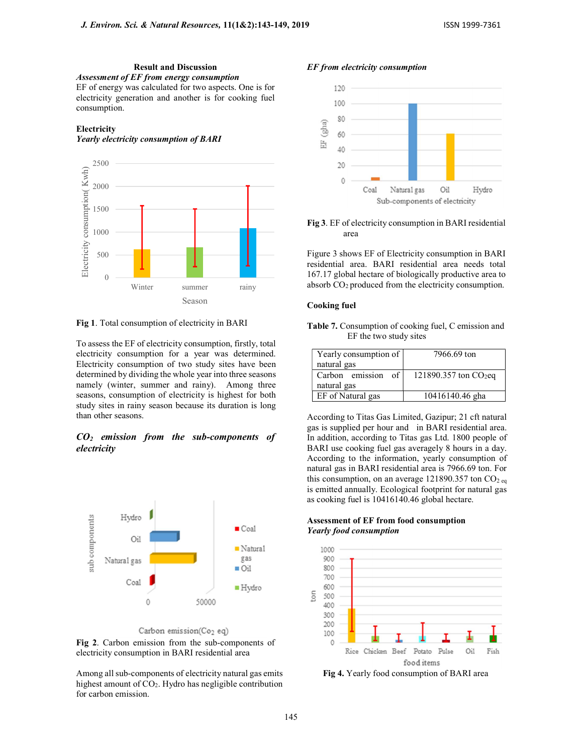## Result and Discussion

### *Assessment of EF from energy consumption*

EF of energy was calculated for two aspects. One is for electricity generation and another is for cooking fuel consumption.

### Electricity

*Yearly electricity consumption of BARI*

**Fig 1**. Total consumption of electricity in BARI

To assess the EF of electricity consumption, firstly, total electricity consumption for a year was determined. Electricity consumption of two study sites have been determined by dividing the whole year into three seasons namely (winter, summer and rainy). Among three seasons, consumption of electricity is highest for both study sites in rainy season because its duration is long than other seasons.

*$CO_2$ emission from the sub-components of electricity*

**Fig 2**. Carbon emission from the sub-components of electricity consumption in BARI residential area

Among all sub-components of electricity natural gas emits highest amount of $CO_2$. Hydro has negligible contribution for carbon emission.

*EF from electricity consumption*

**Fig 3**. EF of electricity consumption in BARI residential area

Figure 3 shows EF of Electricity consumption in BARI residential area. BARI residential area needs total 167.17 global hectare of biologically productive area to absorb $CO_2$ produced from the electricity consumption.

### Cooking fuel

**Table 7.** Consumption of cooking fuel, C emission and EF the two study sites

| | |
|---|---|
| Yearly consumption of natural gas | 7966.69 ton |
| Carbon emission of natural gas | 121890.357 ton $CO_2$eq |
| EF of Natural gas | 10416140.46 gha |

According to Titas Gas Limited, Gazipur; 21 cft natural gas is supplied per hour and in BARI residential area. In addition, according to Titas gas Ltd. 1800 people of BARI use cooking fuel gas averagely 8 hours in a day. According to the information, yearly consumption of natural gas in BARI residential area is 7966.69 ton. For this consumption, on an average 121890.357 ton $CO_{2\,eq}$ is emitted annually. Ecological footprint for natural gas as cooking fuel is 10416140.46 global hectare.

### Assessment of EF from food consumption

*Yearly food consumption*

**Fig 4.** Yearly food consumption of BARI area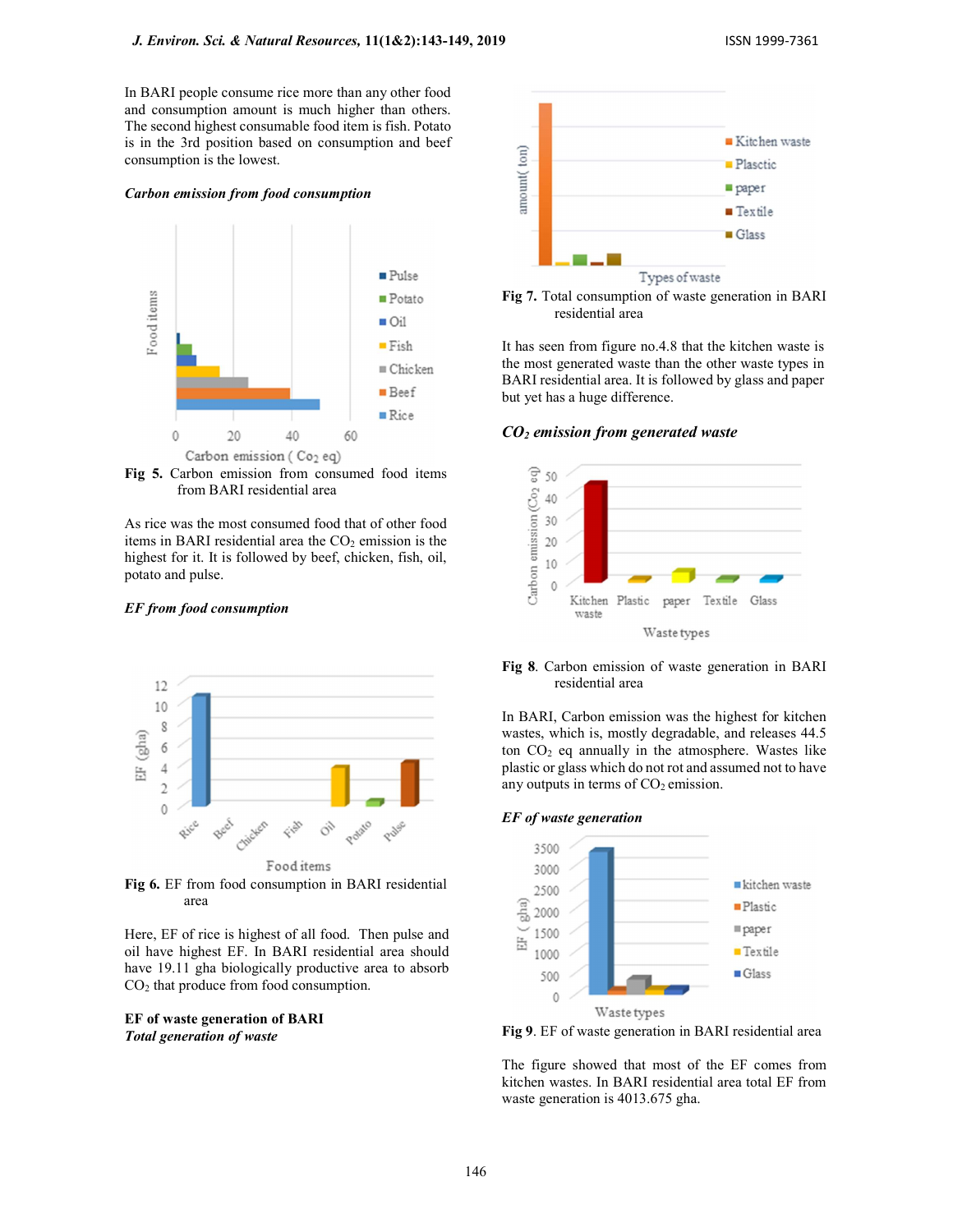In BARI people consume rice more than any other food and consumption amount is much higher than others. The second highest consumable food item is fish. Potato is in the 3rd position based on consumption and beef consumption is the lowest.

*Carbon emission from food consumption*

Fig 5. Carbon emission from consumed food items from BARI residential area

As rice was the most consumed food that of other food items in BARI residential area the $CO_2$ emission is the highest for it. It is followed by beef, chicken, fish, oil, potato and pulse.

*EF from food consumption*

Fig 6. EF from food consumption in BARI residential area

Here, EF of rice is highest of all food. Then pulse and oil have highest EF. In BARI residential area should have 19.11 gha biologically productive area to absorb $CO_2$ that produce from food consumption.

**EF of waste generation of BARI**

***Total generation of waste***

Fig 7. Total consumption of waste generation in BARI residential area

It has seen from figure no.4.8 that the kitchen waste is the most generated waste than the other waste types in BARI residential area. It is followed by glass and paper but yet has a huge difference.

***$CO_2$ emission from generated waste***

Fig 8. Carbon emission of waste generation in BARI residential area

In BARI, Carbon emission was the highest for kitchen wastes, which is, mostly degradable, and releases 44.5 ton $CO_2$ eq annually in the atmosphere. Wastes like plastic or glass which do not rot and assumed not to have any outputs in terms of $CO_2$ emission.

***EF of waste generation***

Fig 9. EF of waste generation in BARI residential area

The figure showed that most of the EF comes from kitchen wastes. In BARI residential area total EF from waste generation is 4013.675 gha.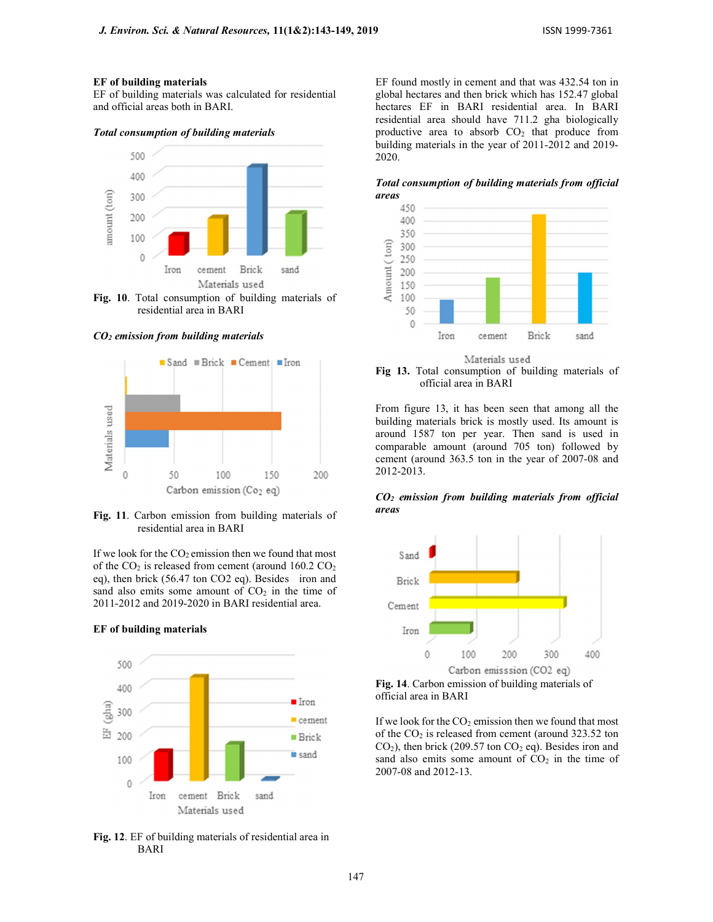**EF of building materials**

EF of building materials was calculated for residential and official areas both in BARI.

***Total consumption of building materials***

Fig. 10. Total consumption of building materials of residential area in BARI

***$CO_2$ emission from building materials***

Fig. 11. Carbon emission from building materials of residential area in BARI

If we look for the $CO_2$ emission then we found that most of the $CO_2$ is released from cement (around 160.2 $CO_2$ eq), then brick (56.47 ton CO2 eq). Besides iron and sand also emits some amount of $CO_2$ in the time of 2011-2012 and 2019-2020 in BARI residential area.

**EF of building materials**

**Fig. 12**. EF of building materials of residential area in BARI

EF found mostly in cement and that was 432.54 ton in global hectares and then brick which has 152.47 global hectares EF in BARI residential area. In BARI residential area should have 711.2 gha biologically productive area to absorb $CO_2$ that produce from building materials in the year of 2011-2012 and 2019-2020.

***Total consumption of building materials from official areas***

**Fig 13.** Total consumption of building materials of official area in BARI

From figure 13, it has been seen that among all the building materials brick is mostly used. Its amount is around 1587 ton per year. Then sand is used in comparable amount (around 705 ton) followed by cement (around 363.5 ton in the year of 2007-08 and 2012-2013.

***$CO_2$ emission from building materials from official areas***

**Fig. 14**. Carbon emission of building materials of official area in BARI

If we look for the $CO_2$ emission then we found that most of the $CO_2$ is released from cement (around 323.52 ton $CO_2$), then brick (209.57 ton $CO_2$ eq). Besides iron and sand also emits some amount of $CO_2$ in the time of 2007-08 and 2012-13.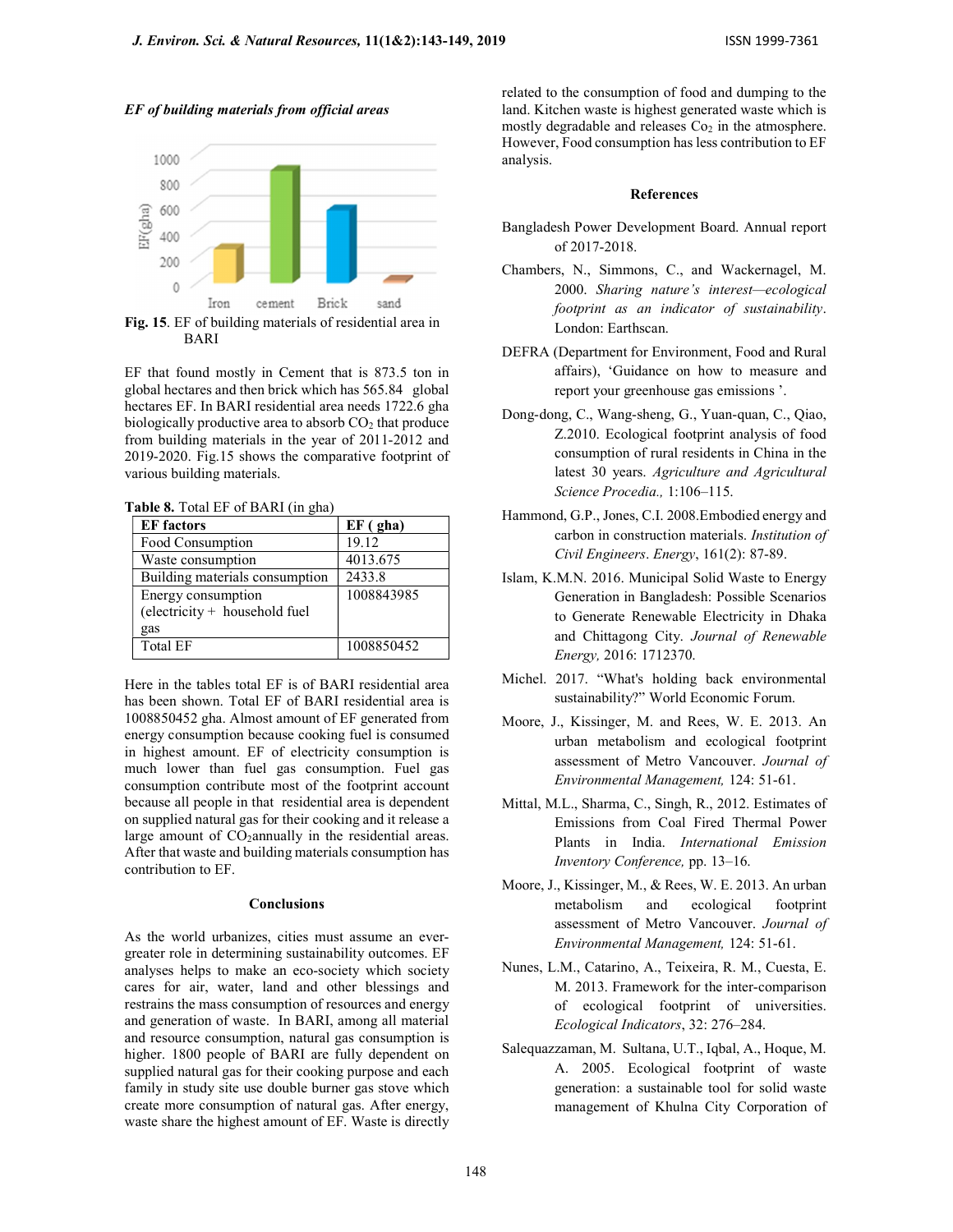*EF of building materials from official areas*

**Fig. 15**. EF of building materials of residential area in BARI

EF that found mostly in Cement that is 873.5 ton in global hectares and then brick which has 565.84 global hectares EF. In BARI residential area needs 1722.6 gha biologically productive area to absorb $CO_2$ that produce from building materials in the year of 2011-2012 and 2019-2020. Fig.15 shows the comparative footprint of various building materials.

**Table 8.** Total EF of BARI (in gha)

| EF factors | EF ( gha) |
|---|---|
| Food Consumption | 19.12 |
| Waste consumption | 4013.675 |
| Building materials consumption | 2433.8 |
| Energy consumption (electricity + household fuel gas | 1008843985 |
| Total EF | 1008850452 |

Here in the tables total EF is of BARI residential area has been shown. Total EF of BARI residential area is 1008850452 gha. Almost amount of EF generated from energy consumption because cooking fuel is consumed in highest amount. EF of electricity consumption is much lower than fuel gas consumption. Fuel gas consumption contribute most of the footprint account because all people in that residential area is dependent on supplied natural gas for their cooking and it release a large amount of $CO_2$annually in the residential areas. After that waste and building materials consumption has contribution to EF.

## Conclusions

As the world urbanizes, cities must assume an ever-greater role in determining sustainability outcomes. EF analyses helps to make an eco-society which society cares for air, water, land and other blessings and restrains the mass consumption of resources and energy and generation of waste. In BARI, among all material and resource consumption, natural gas consumption is higher. 1800 people of BARI are fully dependent on supplied natural gas for their cooking purpose and each family in study site use double burner gas stove which create more consumption of natural gas. After energy, waste share the highest amount of EF. Waste is directly related to the consumption of food and dumping to the land. Kitchen waste is highest generated waste which is mostly degradable and releases $Co_2$ in the atmosphere. However, Food consumption has less contribution to EF analysis.

## References

Bangladesh Power Development Board. Annual report of 2017-2018.

Chambers, N., Simmons, C., and Wackernagel, M. 2000. *Sharing nature's interest—ecological footprint as an indicator of sustainability*. London: Earthscan.

DEFRA (Department for Environment, Food and Rural affairs), 'Guidance on how to measure and report your greenhouse gas emissions '.

Dong-dong, C., Wang-sheng, G., Yuan-quan, C., Qiao, Z.2010. Ecological footprint analysis of food consumption of rural residents in China in the latest 30 years. *Agriculture and Agricultural Science Procedia.,* 1:106–115.

Hammond, G.P., Jones, C.I. 2008.Embodied energy and carbon in construction materials. *Institution of Civil Engineers*. *Energy*, 161(2): 87-89.

Islam, K.M.N. 2016. Municipal Solid Waste to Energy Generation in Bangladesh: Possible Scenarios to Generate Renewable Electricity in Dhaka and Chittagong City. *Journal of Renewable Energy,* 2016: 1712370.

Michel. 2017. "What's holding back environmental sustainability?" World Economic Forum.

Moore, J., Kissinger, M. and Rees, W. E. 2013. An urban metabolism and ecological footprint assessment of Metro Vancouver. *Journal of Environmental Management,* 124: 51-61.

Mittal, M.L., Sharma, C., Singh, R., 2012. Estimates of Emissions from Coal Fired Thermal Power Plants in India. *International Emission Inventory Conference,* pp. 13–16.

Moore, J., Kissinger, M., & Rees, W. E. 2013. An urban metabolism and ecological footprint assessment of Metro Vancouver. *Journal of Environmental Management,* 124: 51-61.

Nunes, L.M., Catarino, A., Teixeira, R. M., Cuesta, E. M. 2013. Framework for the inter-comparison of ecological footprint of universities. *Ecological Indicators*, 32: 276–284.

Salequzzaman, M. Sultana, U.T., Iqbal, A., Hoque, M. A. 2005. Ecological footprint of waste generation: a sustainable tool for solid waste management of Khulna City Corporation of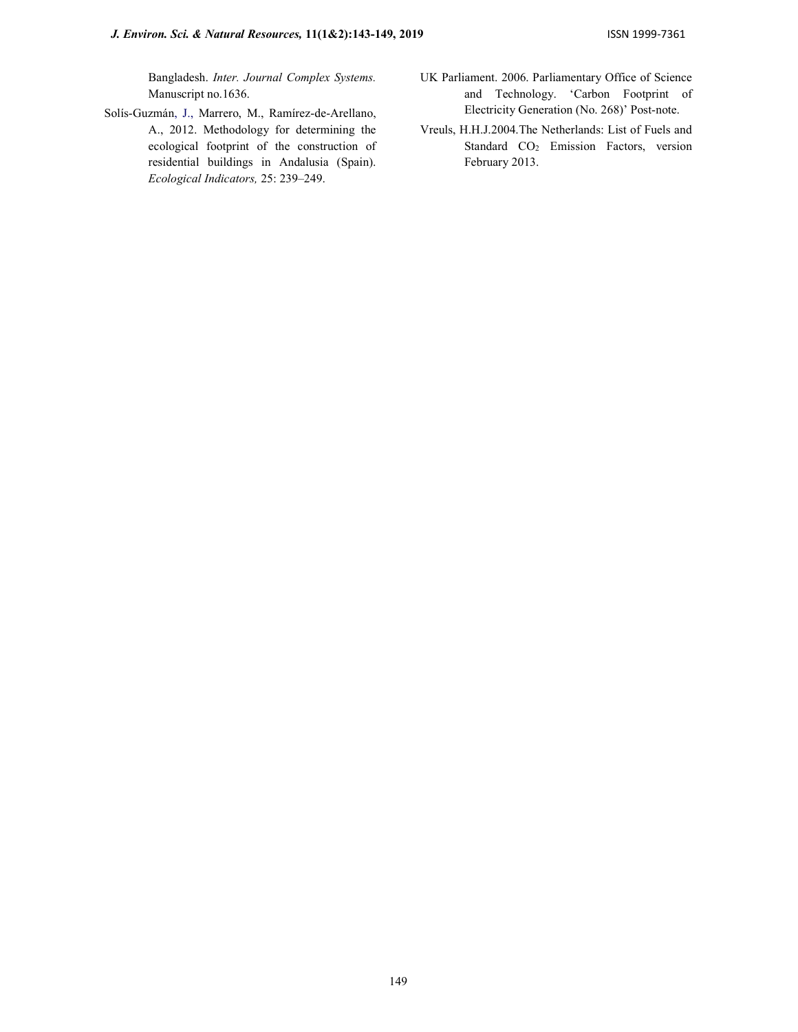Bangladesh. *Inter. Journal Complex Systems.* Manuscript no.1636.

Solís-Guzmán, J., Marrero, M., Ramírez-de-Arellano, A., 2012. Methodology for determining the ecological footprint of the construction of residential buildings in Andalusia (Spain). *Ecological Indicators,* 25: 239–249.

UK Parliament. 2006. Parliamentary Office of Science and Technology. 'Carbon Footprint of Electricity Generation (No. 268)' Post-note.

Vreuls, H.H.J.2004.The Netherlands: List of Fuels and Standard $CO_2$ Emission Factors, version February 2013.